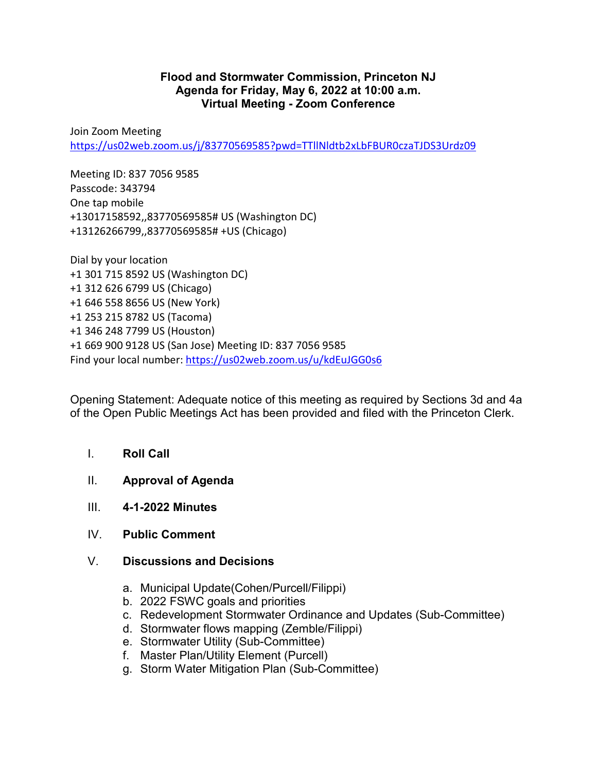# Flood and Stormwater Commission, Princeton NJ
## Agenda for Friday, May 6, 2022 at 10:00 a.m.
## Virtual Meeting - Zoom Conference

Join Zoom Meeting
https://us02web.zoom.us/j/83770569585?pwd=TTllNldtb2xLbFBUR0czaTJDS3Urdz09

Meeting ID: 837 7056 9585
Passcode: 343794
One tap mobile
+13017158592,,83770569585# US (Washington DC)
+13126266799,,83770569585# +US (Chicago)

Dial by your location
+1 301 715 8592 US (Washington DC)
+1 312 626 6799 US (Chicago)
+1 646 558 8656 US (New York)
+1 253 215 8782 US (Tacoma)
+1 346 248 7799 US (Houston)
+1 669 900 9128 US (San Jose) Meeting ID: 837 7056 9585
Find your local number: https://us02web.zoom.us/u/kdEuJGG0s6

Opening Statement: Adequate notice of this meeting as required by Sections 3d and 4a of the Open Public Meetings Act has been provided and filed with the Princeton Clerk.

I. **Roll Call**

II. **Approval of Agenda**

III. **4-1-2022 Minutes**

IV. **Public Comment**

V. **Discussions and Decisions**

   a. Municipal Update(Cohen/Purcell/Filippi)
   b. 2022 FSWC goals and priorities
   c. Redevelopment Stormwater Ordinance and Updates (Sub-Committee)
   d. Stormwater flows mapping (Zemble/Filippi)
   e. Stormwater Utility (Sub-Committee)
   f. Master Plan/Utility Element (Purcell)
   g. Storm Water Mitigation Plan (Sub-Committee)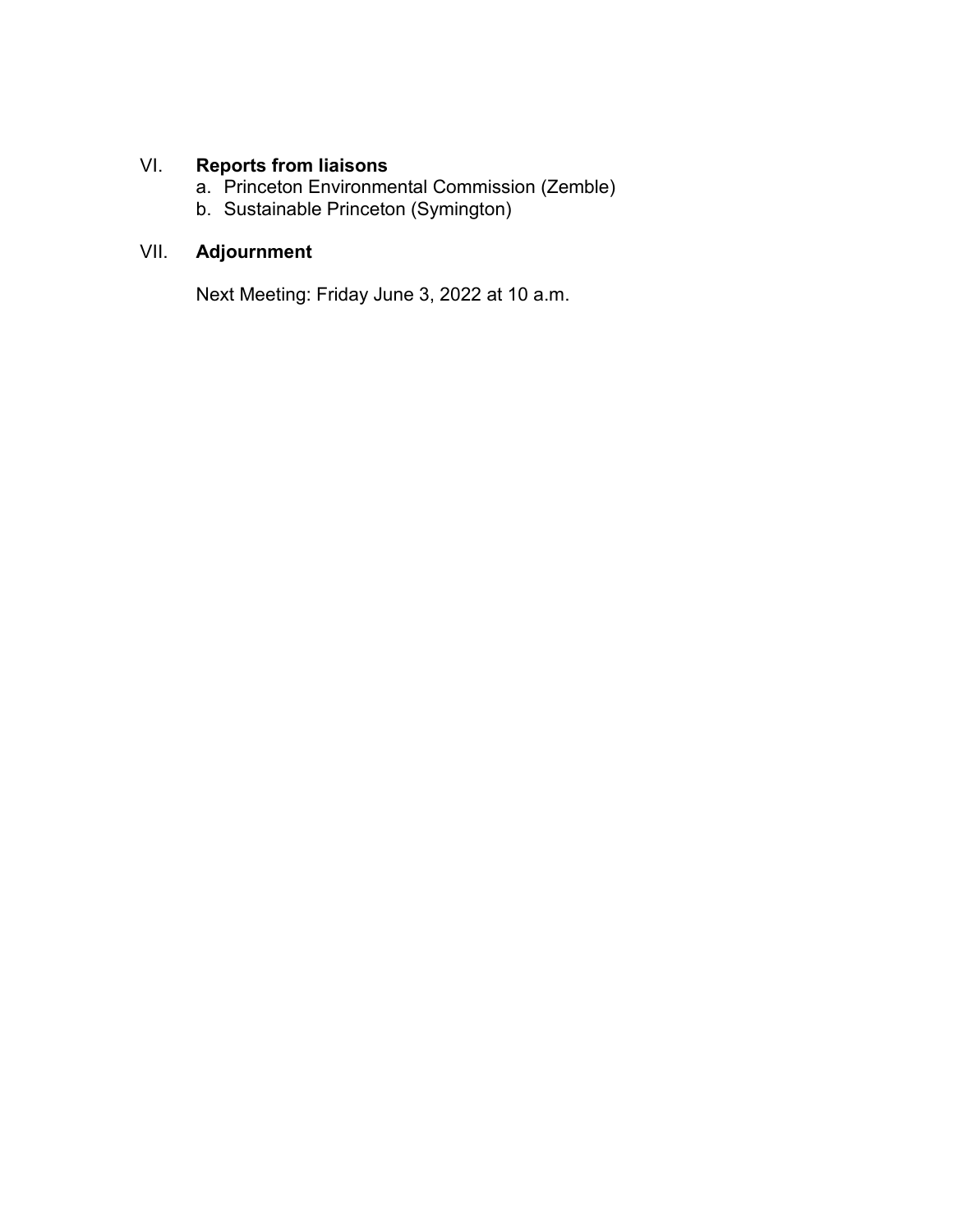VI. **Reports from liaisons**

a. Princeton Environmental Commission (Zemble)
b. Sustainable Princeton (Symington)

VII. **Adjournment**

Next Meeting: Friday June 3, 2022 at 10 a.m.